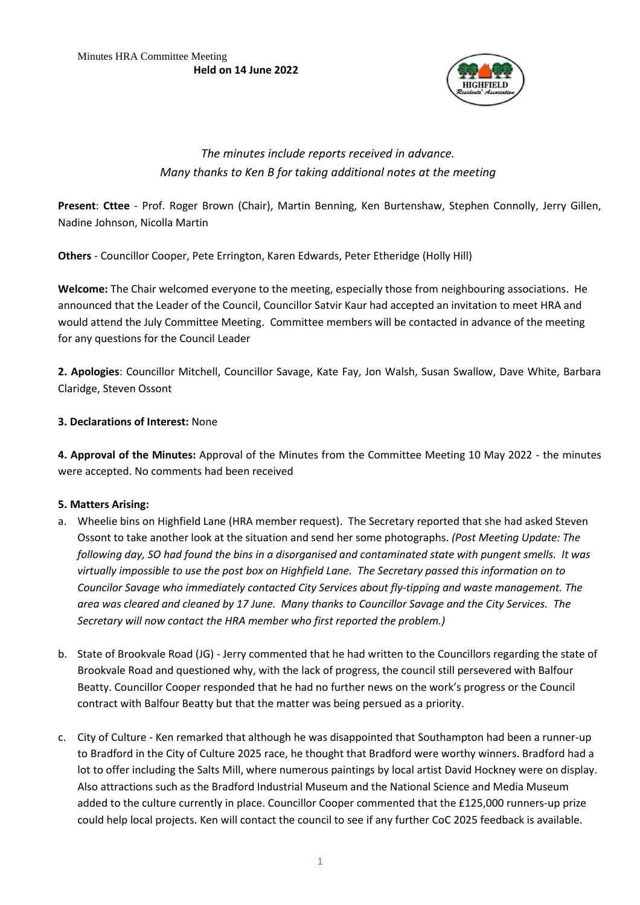Minutes HRA Committee Meeting
**Held on 14 June 2022**

*The minutes include reports received in advance.*
*Many thanks to Ken B for taking additional notes at the meeting*

**Present**: **Cttee** - Prof. Roger Brown (Chair), Martin Benning, Ken Burtenshaw, Stephen Connolly, Jerry Gillen, Nadine Johnson, Nicolla Martin

**Others** - Councillor Cooper, Pete Errington, Karen Edwards, Peter Etheridge (Holly Hill)

**Welcome:** The Chair welcomed everyone to the meeting, especially those from neighbouring associations. He announced that the Leader of the Council, Councillor Satvir Kaur had accepted an invitation to meet HRA and would attend the July Committee Meeting. Committee members will be contacted in advance of the meeting for any questions for the Council Leader

**2. Apologies**: Councillor Mitchell, Councillor Savage, Kate Fay, Jon Walsh, Susan Swallow, Dave White, Barbara Claridge, Steven Ossont

**3. Declarations of Interest:** None

**4. Approval of the Minutes:** Approval of the Minutes from the Committee Meeting 10 May 2022 - the minutes were accepted. No comments had been received

**5. Matters Arising:**

a. Wheelie bins on Highfield Lane (HRA member request). The Secretary reported that she had asked Steven Ossont to take another look at the situation and send her some photographs. *(Post Meeting Update: The following day, SO had found the bins in a disorganised and contaminated state with pungent smells. It was virtually impossible to use the post box on Highfield Lane. The Secretary passed this information on to Councilor Savage who immediately contacted City Services about fly-tipping and waste management. The area was cleared and cleaned by 17 June. Many thanks to Councillor Savage and the City Services. The Secretary will now contact the HRA member who first reported the problem.)*

b. State of Brookvale Road (JG) - Jerry commented that he had written to the Councillors regarding the state of Brookvale Road and questioned why, with the lack of progress, the council still persevered with Balfour Beatty. Councillor Cooper responded that he had no further news on the work's progress or the Council contract with Balfour Beatty but that the matter was being persued as a priority.

c. City of Culture - Ken remarked that although he was disappointed that Southampton had been a runner-up to Bradford in the City of Culture 2025 race, he thought that Bradford were worthy winners. Bradford had a lot to offer including the Salts Mill, where numerous paintings by local artist David Hockney were on display. Also attractions such as the Bradford Industrial Museum and the National Science and Media Museum added to the culture currently in place. Councillor Cooper commented that the £125,000 runners-up prize could help local projects. Ken will contact the council to see if any further CoC 2025 feedback is available.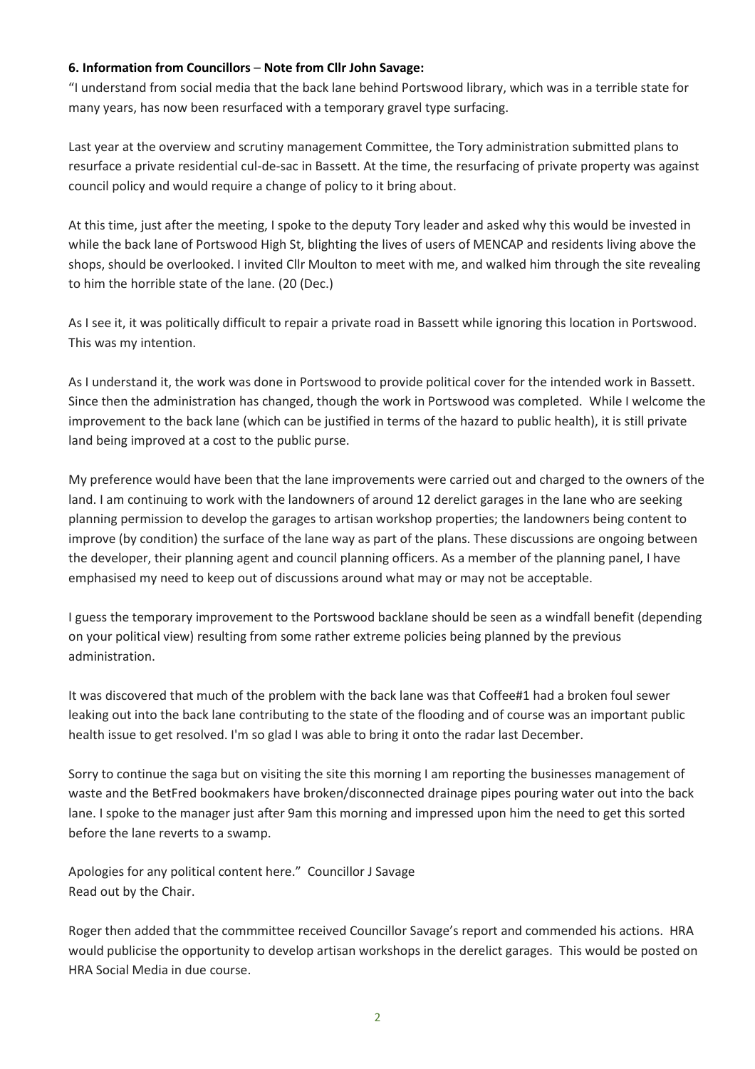**6. Information from Councillors** – **Note from Cllr John Savage:**

"I understand from social media that the back lane behind Portswood library, which was in a terrible state for many years, has now been resurfaced with a temporary gravel type surfacing.

Last year at the overview and scrutiny management Committee, the Tory administration submitted plans to resurface a private residential cul-de-sac in Bassett. At the time, the resurfacing of private property was against council policy and would require a change of policy to it bring about.

At this time, just after the meeting, I spoke to the deputy Tory leader and asked why this would be invested in while the back lane of Portswood High St, blighting the lives of users of MENCAP and residents living above the shops, should be overlooked. I invited Cllr Moulton to meet with me, and walked him through the site revealing to him the horrible state of the lane. (20 (Dec.)

As I see it, it was politically difficult to repair a private road in Bassett while ignoring this location in Portswood. This was my intention.

As I understand it, the work was done in Portswood to provide political cover for the intended work in Bassett. Since then the administration has changed, though the work in Portswood was completed. While I welcome the improvement to the back lane (which can be justified in terms of the hazard to public health), it is still private land being improved at a cost to the public purse.

My preference would have been that the lane improvements were carried out and charged to the owners of the land. I am continuing to work with the landowners of around 12 derelict garages in the lane who are seeking planning permission to develop the garages to artisan workshop properties; the landowners being content to improve (by condition) the surface of the lane way as part of the plans. These discussions are ongoing between the developer, their planning agent and council planning officers. As a member of the planning panel, I have emphasised my need to keep out of discussions around what may or may not be acceptable.

I guess the temporary improvement to the Portswood backlane should be seen as a windfall benefit (depending on your political view) resulting from some rather extreme policies being planned by the previous administration.

It was discovered that much of the problem with the back lane was that Coffee#1 had a broken foul sewer leaking out into the back lane contributing to the state of the flooding and of course was an important public health issue to get resolved. I'm so glad I was able to bring it onto the radar last December.

Sorry to continue the saga but on visiting the site this morning I am reporting the businesses management of waste and the BetFred bookmakers have broken/disconnected drainage pipes pouring water out into the back lane. I spoke to the manager just after 9am this morning and impressed upon him the need to get this sorted before the lane reverts to a swamp.

Apologies for any political content here." Councillor J Savage
Read out by the Chair.

Roger then added that the commmittee received Councillor Savage's report and commended his actions. HRA would publicise the opportunity to develop artisan workshops in the derelict garages. This would be posted on HRA Social Media in due course.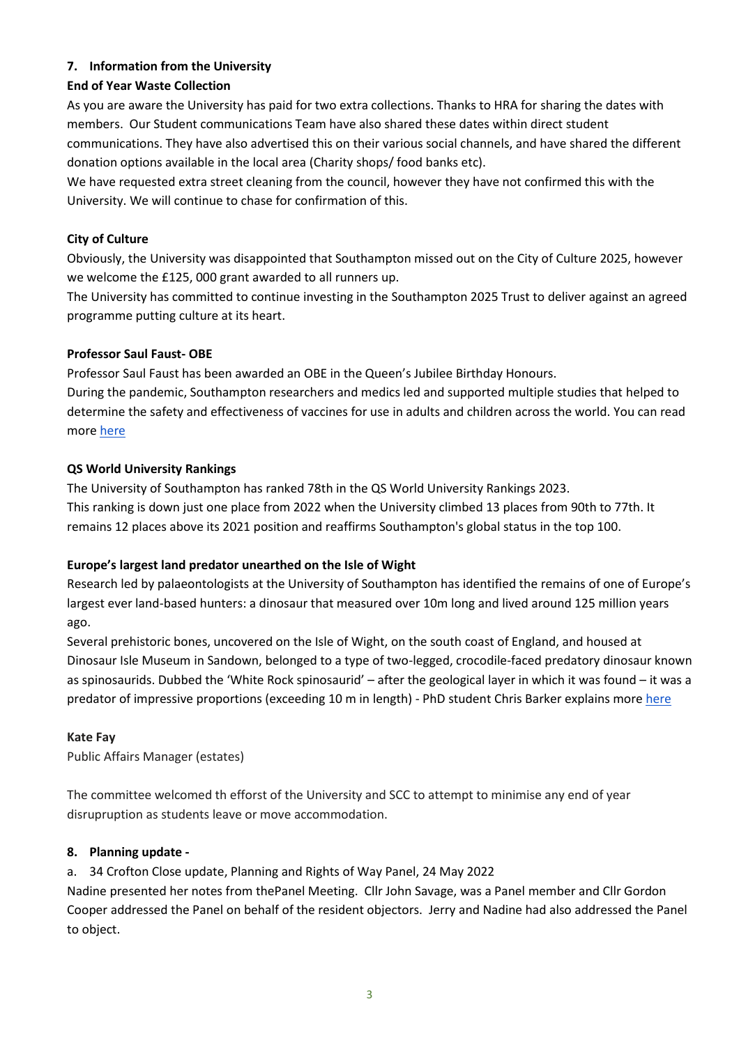## 7. Information from the University

**End of Year Waste Collection**

As you are aware the University has paid for two extra collections. Thanks to HRA for sharing the dates with members. Our Student communications Team have also shared these dates within direct student communications. They have also advertised this on their various social channels, and have shared the different donation options available in the local area (Charity shops/ food banks etc).

We have requested extra street cleaning from the council, however they have not confirmed this with the University. We will continue to chase for confirmation of this.

**City of Culture**

Obviously, the University was disappointed that Southampton missed out on the City of Culture 2025, however we welcome the £125, 000 grant awarded to all runners up.

The University has committed to continue investing in the Southampton 2025 Trust to deliver against an agreed programme putting culture at its heart.

**Professor Saul Faust- OBE**

Professor Saul Faust has been awarded an OBE in the Queen's Jubilee Birthday Honours.

During the pandemic, Southampton researchers and medics led and supported multiple studies that helped to determine the safety and effectiveness of vaccines for use in adults and children across the world. You can read more here

**QS World University Rankings**

The University of Southampton has ranked 78th in the QS World University Rankings 2023.

This ranking is down just one place from 2022 when the University climbed 13 places from 90th to 77th. It remains 12 places above its 2021 position and reaffirms Southampton's global status in the top 100.

**Europe's largest land predator unearthed on the Isle of Wight**

Research led by palaeontologists at the University of Southampton has identified the remains of one of Europe's largest ever land-based hunters: a dinosaur that measured over 10m long and lived around 125 million years ago.

Several prehistoric bones, uncovered on the Isle of Wight, on the south coast of England, and housed at Dinosaur Isle Museum in Sandown, belonged to a type of two-legged, crocodile-faced predatory dinosaur known as spinosaurids. Dubbed the 'White Rock spinosaurid' – after the geological layer in which it was found – it was a predator of impressive proportions (exceeding 10 m in length) - PhD student Chris Barker explains more here

**Kate Fay**

Public Affairs Manager (estates)

The committee welcomed th efforst of the University and SCC to attempt to minimise any end of year disrupruption as students leave or move accommodation.

## 8. Planning update -

a. 34 Crofton Close update, Planning and Rights of Way Panel, 24 May 2022

Nadine presented her notes from thePanel Meeting. Cllr John Savage, was a Panel member and Cllr Gordon Cooper addressed the Panel on behalf of the resident objectors. Jerry and Nadine had also addressed the Panel to object.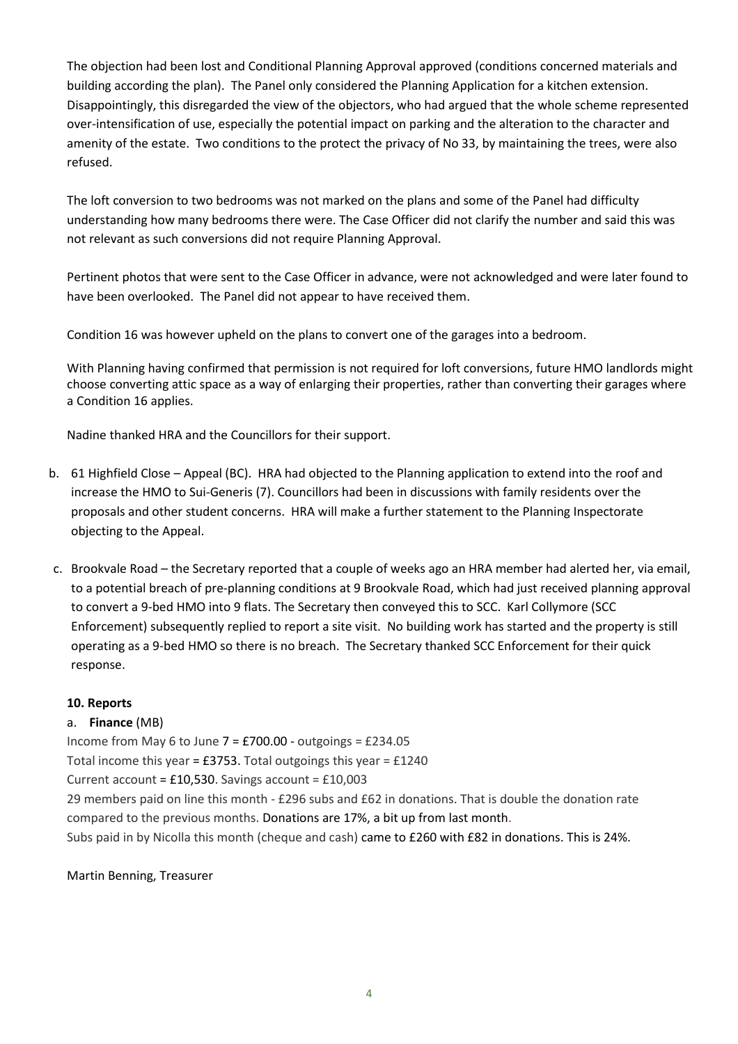The objection had been lost and Conditional Planning Approval approved (conditions concerned materials and building according the plan). The Panel only considered the Planning Application for a kitchen extension. Disappointingly, this disregarded the view of the objectors, who had argued that the whole scheme represented over-intensification of use, especially the potential impact on parking and the alteration to the character and amenity of the estate. Two conditions to the protect the privacy of No 33, by maintaining the trees, were also refused.

The loft conversion to two bedrooms was not marked on the plans and some of the Panel had difficulty understanding how many bedrooms there were. The Case Officer did not clarify the number and said this was not relevant as such conversions did not require Planning Approval.

Pertinent photos that were sent to the Case Officer in advance, were not acknowledged and were later found to have been overlooked. The Panel did not appear to have received them.

Condition 16 was however upheld on the plans to convert one of the garages into a bedroom.

With Planning having confirmed that permission is not required for loft conversions, future HMO landlords might choose converting attic space as a way of enlarging their properties, rather than converting their garages where a Condition 16 applies.

Nadine thanked HRA and the Councillors for their support.

b. 61 Highfield Close – Appeal (BC). HRA had objected to the Planning application to extend into the roof and increase the HMO to Sui-Generis (7). Councillors had been in discussions with family residents over the proposals and other student concerns. HRA will make a further statement to the Planning Inspectorate objecting to the Appeal.

c. Brookvale Road – the Secretary reported that a couple of weeks ago an HRA member had alerted her, via email, to a potential breach of pre-planning conditions at 9 Brookvale Road, which had just received planning approval to convert a 9-bed HMO into 9 flats. The Secretary then conveyed this to SCC. Karl Collymore (SCC Enforcement) subsequently replied to report a site visit. No building work has started and the property is still operating as a 9-bed HMO so there is no breach. The Secretary thanked SCC Enforcement for their quick response.

**10. Reports**

a. **Finance** (MB)

Income from May 6 to June 7 = £700.00 - outgoings = £234.05

Total income this year = £3753. Total outgoings this year = £1240

Current account = £10,530. Savings account = £10,003

29 members paid on line this month - £296 subs and £62 in donations. That is double the donation rate compared to the previous months. Donations are 17%, a bit up from last month.

Subs paid in by Nicolla this month (cheque and cash) came to £260 with £82 in donations. This is 24%.

Martin Benning, Treasurer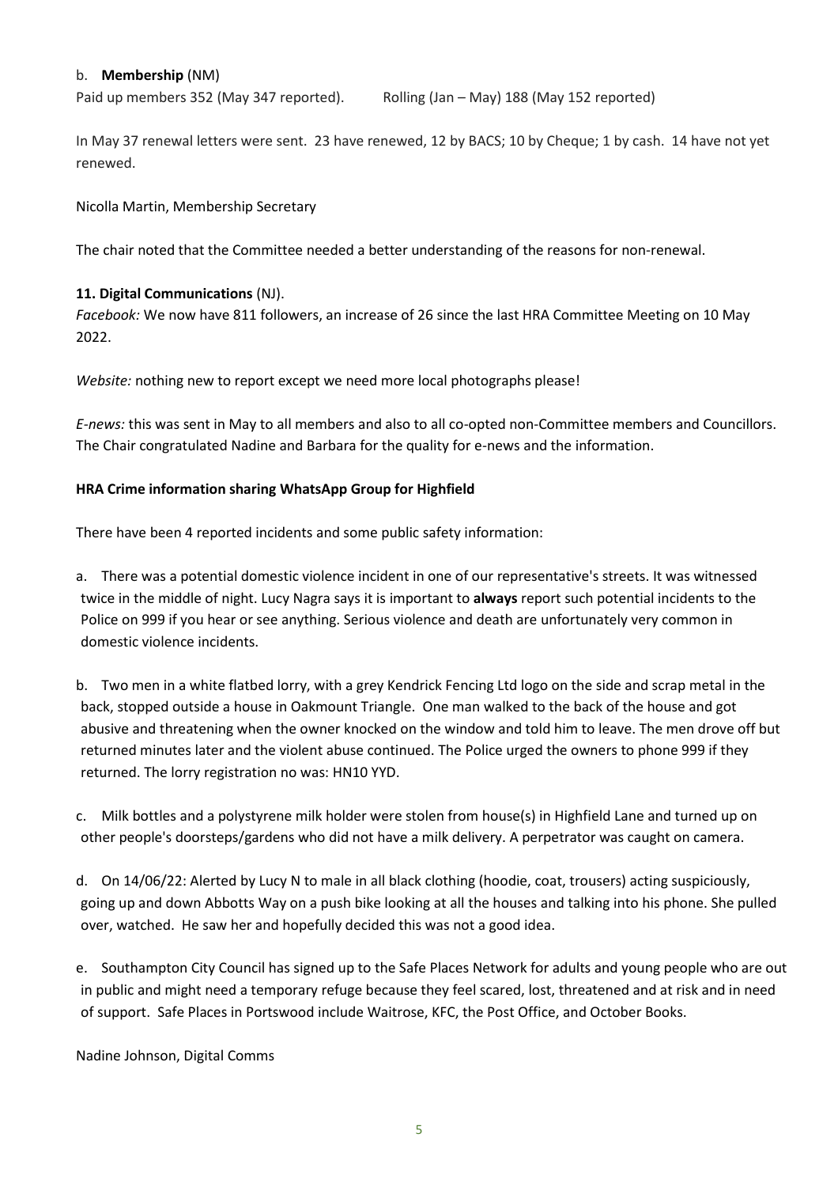b. **Membership** (NM)

Paid up members 352 (May 347 reported). Rolling (Jan – May) 188 (May 152 reported)

In May 37 renewal letters were sent. 23 have renewed, 12 by BACS; 10 by Cheque; 1 by cash. 14 have not yet renewed.

Nicolla Martin, Membership Secretary

The chair noted that the Committee needed a better understanding of the reasons for non-renewal.

**11. Digital Communications** (NJ).

*Facebook:* We now have 811 followers, an increase of 26 since the last HRA Committee Meeting on 10 May 2022.

*Website:* nothing new to report except we need more local photographs please!

*E-news:* this was sent in May to all members and also to all co-opted non-Committee members and Councillors. The Chair congratulated Nadine and Barbara for the quality for e-news and the information.

**HRA Crime information sharing WhatsApp Group for Highfield**

There have been 4 reported incidents and some public safety information:

a. There was a potential domestic violence incident in one of our representative's streets. It was witnessed twice in the middle of night. Lucy Nagra says it is important to **always** report such potential incidents to the Police on 999 if you hear or see anything. Serious violence and death are unfortunately very common in domestic violence incidents.

b. Two men in a white flatbed lorry, with a grey Kendrick Fencing Ltd logo on the side and scrap metal in the back, stopped outside a house in Oakmount Triangle. One man walked to the back of the house and got abusive and threatening when the owner knocked on the window and told him to leave. The men drove off but returned minutes later and the violent abuse continued. The Police urged the owners to phone 999 if they returned. The lorry registration no was: HN10 YYD.

c. Milk bottles and a polystyrene milk holder were stolen from house(s) in Highfield Lane and turned up on other people's doorsteps/gardens who did not have a milk delivery. A perpetrator was caught on camera.

d. On 14/06/22: Alerted by Lucy N to male in all black clothing (hoodie, coat, trousers) acting suspiciously, going up and down Abbotts Way on a push bike looking at all the houses and talking into his phone. She pulled over, watched. He saw her and hopefully decided this was not a good idea.

e. Southampton City Council has signed up to the Safe Places Network for adults and young people who are out in public and might need a temporary refuge because they feel scared, lost, threatened and at risk and in need of support. Safe Places in Portswood include Waitrose, KFC, the Post Office, and October Books.

Nadine Johnson, Digital Comms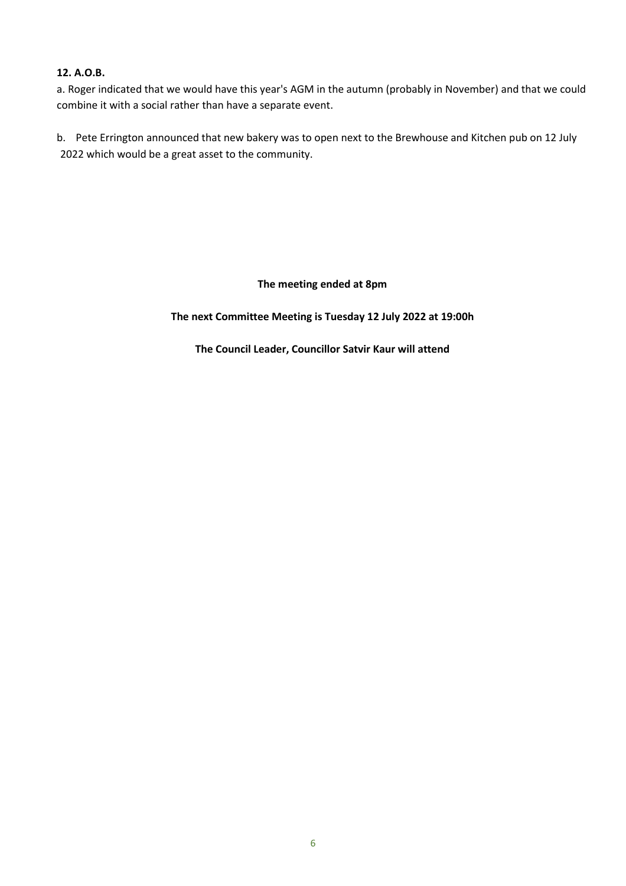**12. A.O.B.**

a. Roger indicated that we would have this year's AGM in the autumn (probably in November) and that we could combine it with a social rather than have a separate event.

b. Pete Errington announced that new bakery was to open next to the Brewhouse and Kitchen pub on 12 July 2022 which would be a great asset to the community.

**The meeting ended at 8pm**

**The next Committee Meeting is Tuesday 12 July 2022 at 19:00h**

**The Council Leader, Councillor Satvir Kaur will attend**